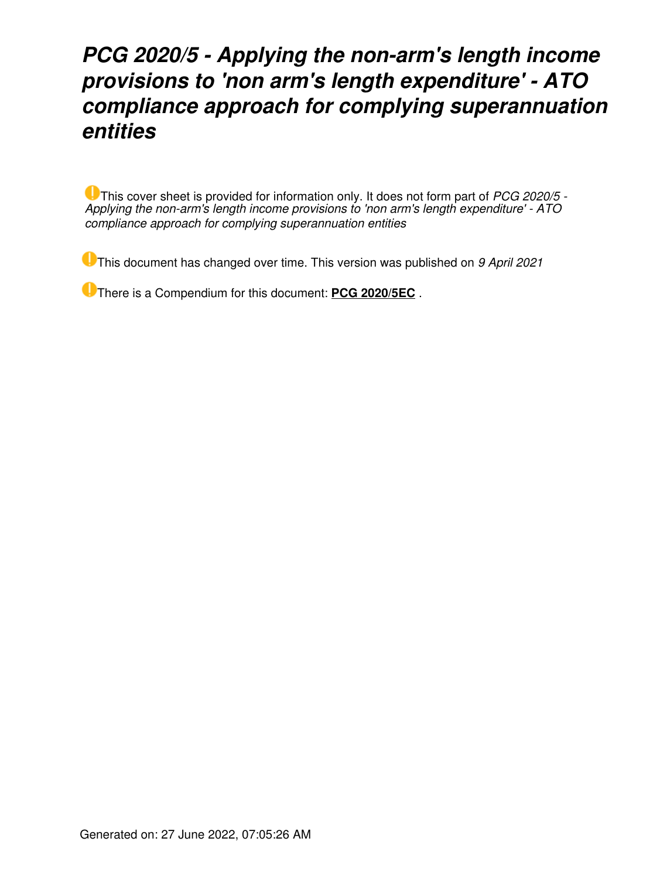# *PCG 2020/5 - Applying the non-arm's length income provisions to 'non arm's length expenditure' - ATO compliance approach for complying superannuation entities*

This cover sheet is provided for information only. It does not form part of *PCG 2020/5 - Applying the non-arm's length income provisions to 'non arm's length expenditure' - ATO compliance approach for complying superannuation entities*

This document has changed over time. This version was published on *9 April 2021*

There is a Compendium for this document: **PCG 2020/5EC** .

Generated on: 27 June 2022, 07:05:26 AM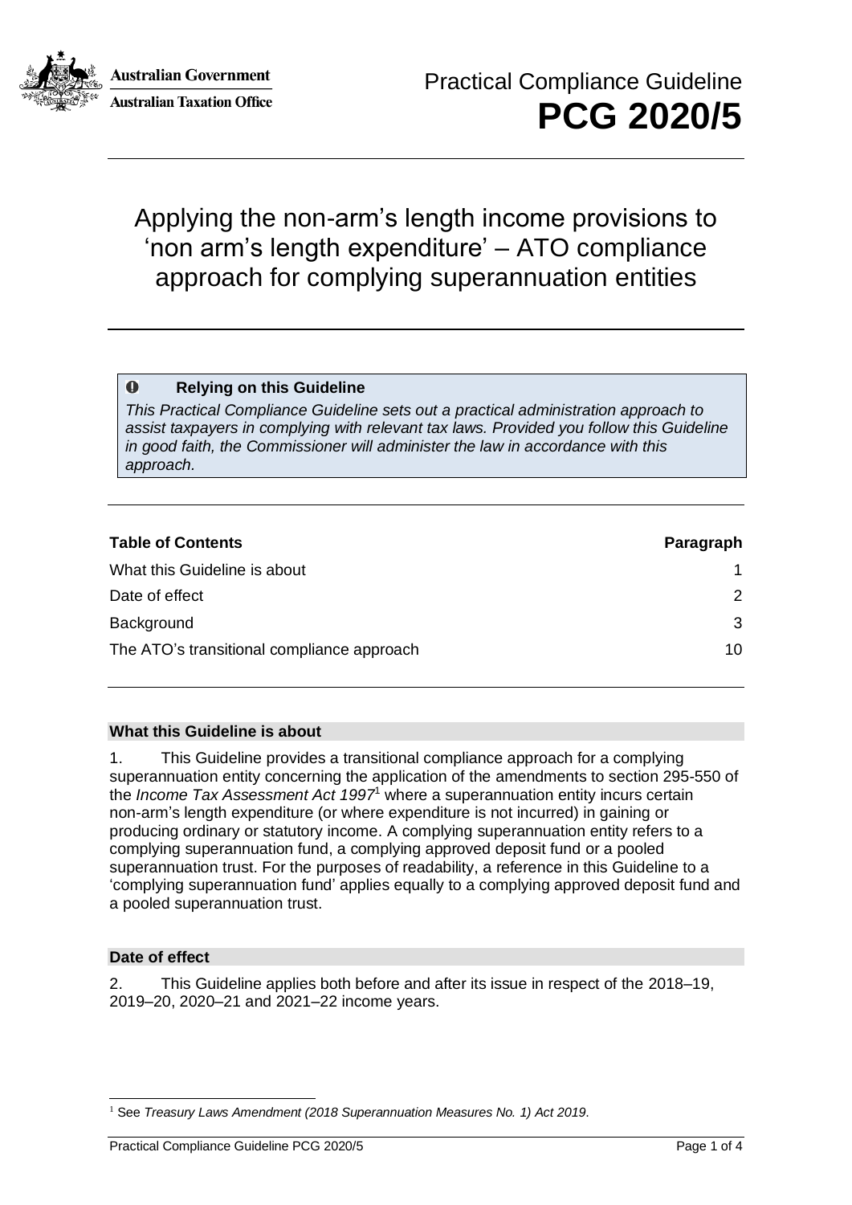Australian Government

Australian Taxation Office

Practical Compliance Guideline

# PCG 2020/5

## Applying the non-arm's length income provisions to 'non arm's length expenditure' – ATO compliance approach for complying superannuation entities

> **Relying on this Guideline**
>
> *This Practical Compliance Guideline sets out a practical administration approach to assist taxpayers in complying with relevant tax laws. Provided you follow this Guideline in good faith, the Commissioner will administer the law in accordance with this approach.*

| Table of Contents | Paragraph |
|---|---|
| What this Guideline is about | 1 |
| Date of effect | 2 |
| Background | 3 |
| The ATO's transitional compliance approach | 10 |

### What this Guideline is about

1. This Guideline provides a transitional compliance approach for a complying superannuation entity concerning the application of the amendments to section 295-550 of the *Income Tax Assessment Act 1997*[1] where a superannuation entity incurs certain non-arm's length expenditure (or where expenditure is not incurred) in gaining or producing ordinary or statutory income. A complying superannuation entity refers to a complying superannuation fund, a complying approved deposit fund or a pooled superannuation trust. For the purposes of readability, a reference in this Guideline to a 'complying superannuation fund' applies equally to a complying approved deposit fund and a pooled superannuation trust.

### Date of effect

2. This Guideline applies both before and after its issue in respect of the 2018–19, 2019–20, 2020–21 and 2021–22 income years.

[1] See *Treasury Laws Amendment (2018 Superannuation Measures No. 1) Act 2019*.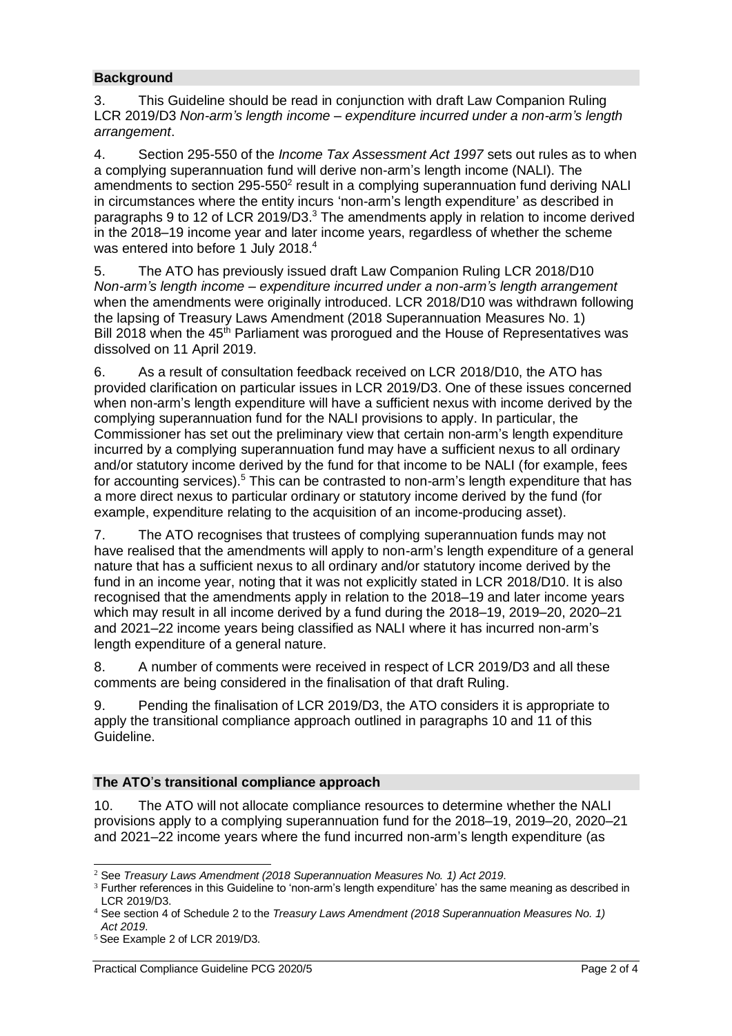## Background

3. This Guideline should be read in conjunction with draft Law Companion Ruling LCR 2019/D3 *Non-arm's length income – expenditure incurred under a non-arm's length arrangement*.

4. Section 295-550 of the *Income Tax Assessment Act 1997* sets out rules as to when a complying superannuation fund will derive non-arm's length income (NALI). The amendments to section 295-550[2] result in a complying superannuation fund deriving NALI in circumstances where the entity incurs 'non-arm's length expenditure' as described in paragraphs 9 to 12 of LCR 2019/D3.[3] The amendments apply in relation to income derived in the 2018–19 income year and later income years, regardless of whether the scheme was entered into before 1 July 2018.[4]

5. The ATO has previously issued draft Law Companion Ruling LCR 2018/D10 *Non-arm's length income – expenditure incurred under a non-arm's length arrangement* when the amendments were originally introduced. LCR 2018/D10 was withdrawn following the lapsing of Treasury Laws Amendment (2018 Superannuation Measures No. 1) Bill 2018 when the 45th Parliament was prorogued and the House of Representatives was dissolved on 11 April 2019.

6. As a result of consultation feedback received on LCR 2018/D10, the ATO has provided clarification on particular issues in LCR 2019/D3. One of these issues concerned when non-arm's length expenditure will have a sufficient nexus with income derived by the complying superannuation fund for the NALI provisions to apply. In particular, the Commissioner has set out the preliminary view that certain non-arm's length expenditure incurred by a complying superannuation fund may have a sufficient nexus to all ordinary and/or statutory income derived by the fund for that income to be NALI (for example, fees for accounting services).[5] This can be contrasted to non-arm's length expenditure that has a more direct nexus to particular ordinary or statutory income derived by the fund (for example, expenditure relating to the acquisition of an income-producing asset).

7. The ATO recognises that trustees of complying superannuation funds may not have realised that the amendments will apply to non-arm's length expenditure of a general nature that has a sufficient nexus to all ordinary and/or statutory income derived by the fund in an income year, noting that it was not explicitly stated in LCR 2018/D10. It is also recognised that the amendments apply in relation to the 2018–19 and later income years which may result in all income derived by a fund during the 2018–19, 2019–20, 2020–21 and 2021–22 income years being classified as NALI where it has incurred non-arm's length expenditure of a general nature.

8. A number of comments were received in respect of LCR 2019/D3 and all these comments are being considered in the finalisation of that draft Ruling.

9. Pending the finalisation of LCR 2019/D3, the ATO considers it is appropriate to apply the transitional compliance approach outlined in paragraphs 10 and 11 of this Guideline.

## The ATO's transitional compliance approach

10. The ATO will not allocate compliance resources to determine whether the NALI provisions apply to a complying superannuation fund for the 2018–19, 2019–20, 2020–21 and 2021–22 income years where the fund incurred non-arm's length expenditure (as

---

[2] See *Treasury Laws Amendment (2018 Superannuation Measures No. 1) Act 2019*.

[3] Further references in this Guideline to 'non-arm's length expenditure' has the same meaning as described in LCR 2019/D3.

[4] See section 4 of Schedule 2 to the *Treasury Laws Amendment (2018 Superannuation Measures No. 1) Act 2019*.

[5] See Example 2 of LCR 2019/D3.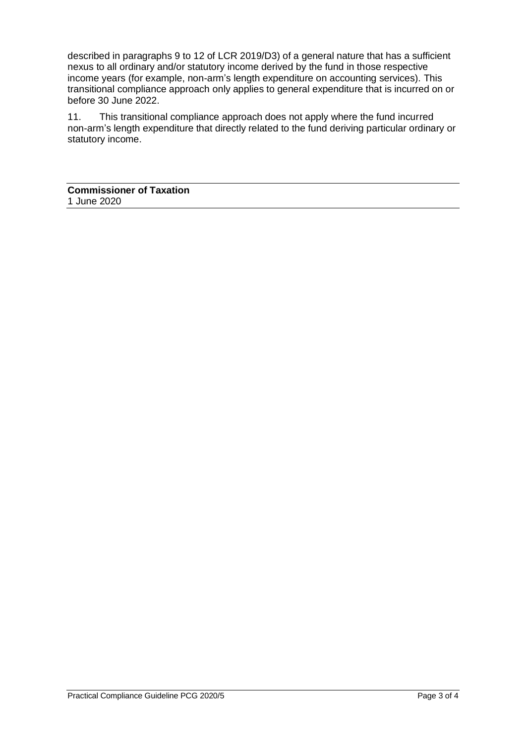described in paragraphs 9 to 12 of LCR 2019/D3) of a general nature that has a sufficient nexus to all ordinary and/or statutory income derived by the fund in those respective income years (for example, non-arm's length expenditure on accounting services). This transitional compliance approach only applies to general expenditure that is incurred on or before 30 June 2022.

11. This transitional compliance approach does not apply where the fund incurred non-arm's length expenditure that directly related to the fund deriving particular ordinary or statutory income.

**Commissioner of Taxation**
1 June 2020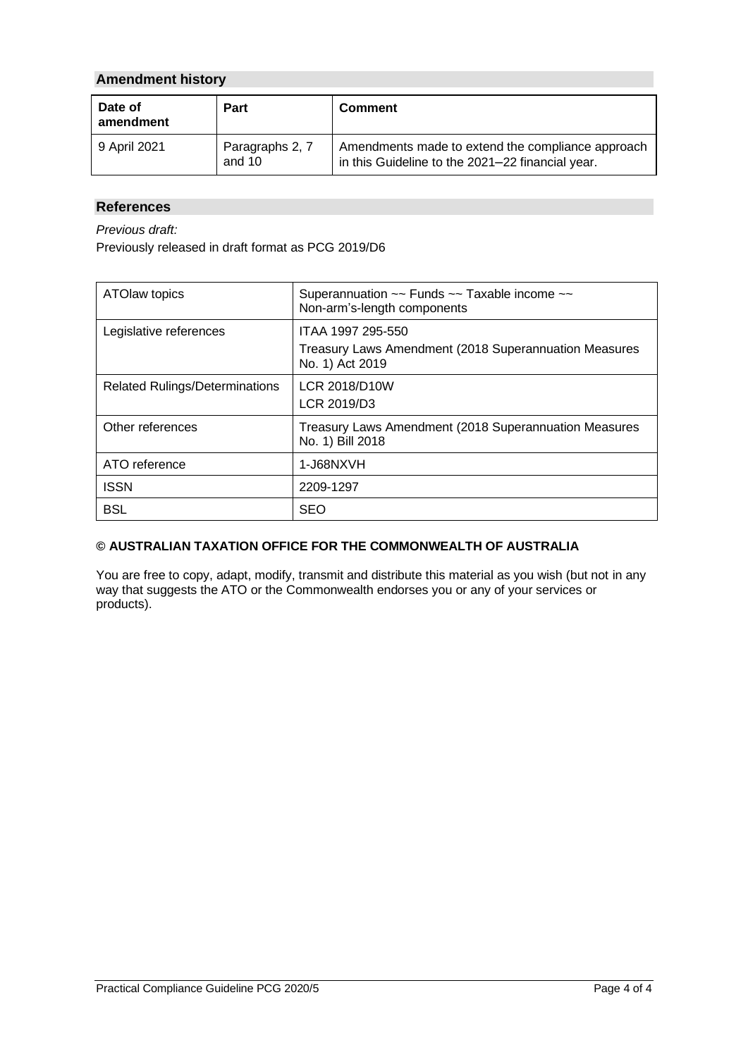## Amendment history

| Date of amendment | Part | Comment |
|---|---|---|
| 9 April 2021 | Paragraphs 2, 7 and 10 | Amendments made to extend the compliance approach in this Guideline to the 2021–22 financial year. |

## References

*Previous draft:*

Previously released in draft format as PCG 2019/D6

| | |
|---|---|
| ATOlaw topics | Superannuation ~~ Funds ~~ Taxable income ~~ Non-arm's-length components |
| Legislative references | ITAA 1997 295-550<br>Treasury Laws Amendment (2018 Superannuation Measures No. 1) Act 2019 |
| Related Rulings/Determinations | LCR 2018/D10W<br>LCR 2019/D3 |
| Other references | Treasury Laws Amendment (2018 Superannuation Measures No. 1) Bill 2018 |
| ATO reference | 1-J68NXVH |
| ISSN | 2209-1297 |
| BSL | SEO |

**© AUSTRALIAN TAXATION OFFICE FOR THE COMMONWEALTH OF AUSTRALIA**

You are free to copy, adapt, modify, transmit and distribute this material as you wish (but not in any way that suggests the ATO or the Commonwealth endorses you or any of your services or products).